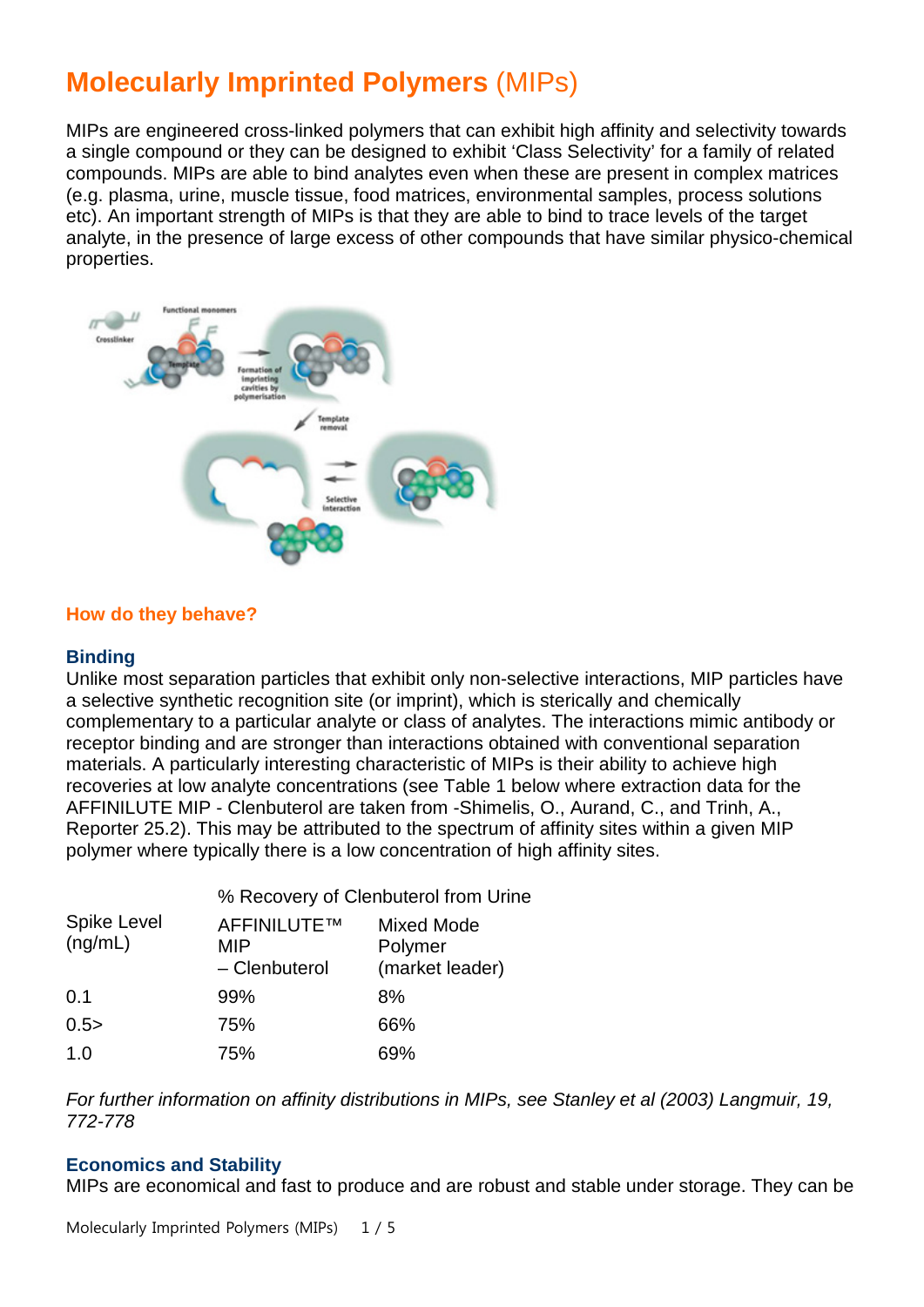# Molecularly Imprinted Polymers (MIPs)

MIPs are engineered cross-linked polymers that can exhibit high affinity and selectivity towards a single compound or they can be designed to exhibit 'Class Selectivity' for a family of related compounds. MIPs are able to bind analytes even when these are present in complex matrices (e.g. plasma, urine, muscle tissue, food matrices, environmental samples, process solutions etc). An important strength of MIPs is that they are able to bind to trace levels of the target analyte, in the presence of large excess of other compounds that have similar physico-chemical properties.

## How do they behave?

### Binding

Unlike most separation particles that exhibit only non-selective interactions, MIP particles have a selective synthetic recognition site (or imprint), which is sterically and chemically complementary to a particular analyte or class of analytes. The interactions mimic antibody or receptor binding and are stronger than interactions obtained with conventional separation materials. A particularly interesting characteristic of MIPs is their ability to achieve high recoveries at low analyte concentrations (see Table 1 below where extraction data for the AFFINILUTE MIP - Clenbuterol are taken from -Shimelis, O., Aurand, C., and Trinh, A., Reporter 25.2). This may be attributed to the spectrum of affinity sites within a given MIP polymer where typically there is a low concentration of high affinity sites.

| | % Recovery of Clenbuterol from Urine | |
|---|---|---|
| Spike Level (ng/mL) | AFFINILUTE™ MIP – Clenbuterol | Mixed Mode Polymer (market leader) |
| 0.1 | 99% | 8% |
| 0.5> | 75% | 66% |
| 1.0 | 75% | 69% |

*For further information on affinity distributions in MIPs, see Stanley et al (2003) Langmuir, 19, 772-778*

### Economics and Stability

MIPs are economical and fast to produce and are robust and stable under storage. They can be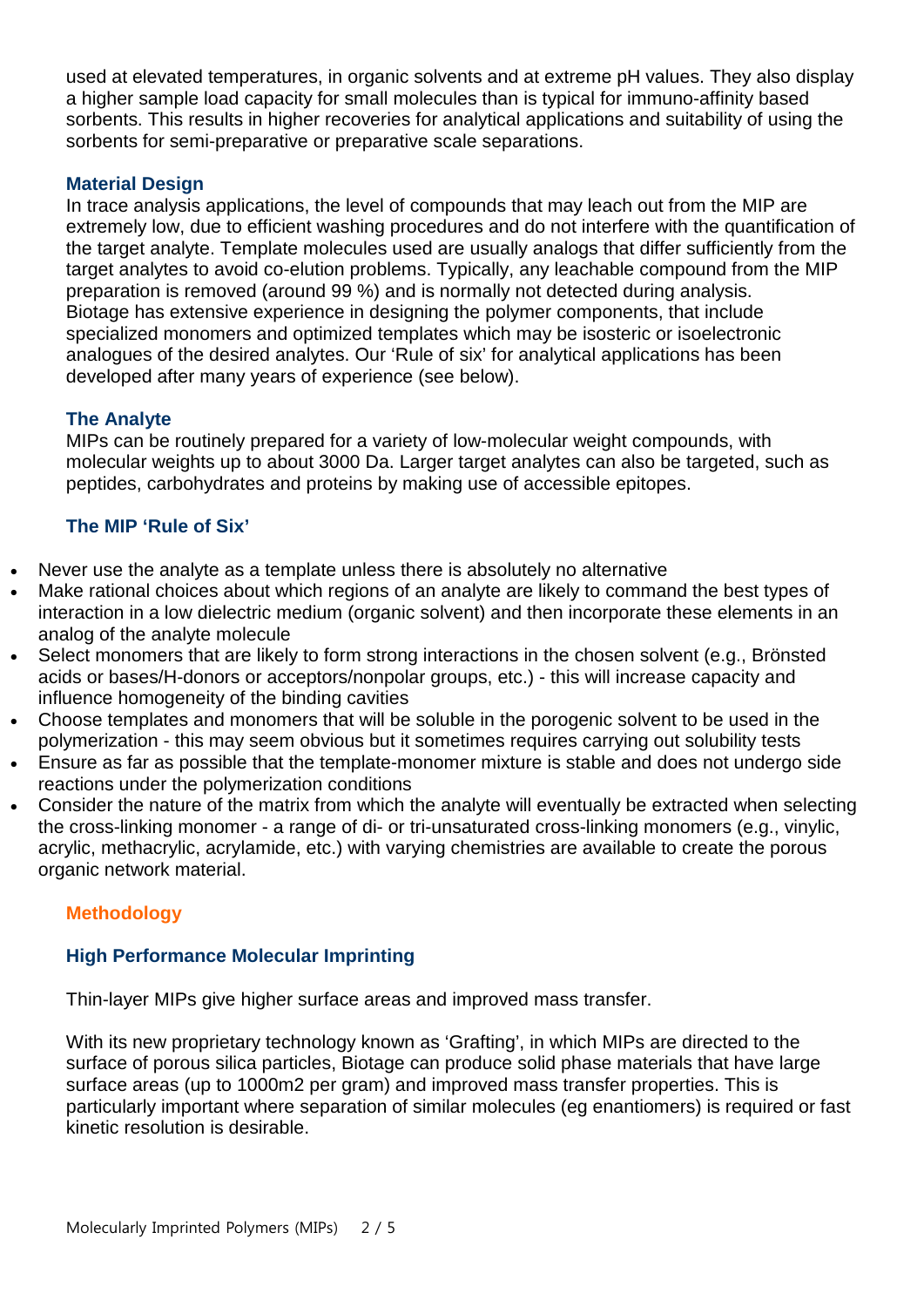used at elevated temperatures, in organic solvents and at extreme pH values. They also display a higher sample load capacity for small molecules than is typical for immuno-affinity based sorbents. This results in higher recoveries for analytical applications and suitability of using the sorbents for semi-preparative or preparative scale separations.

### Material Design

In trace analysis applications, the level of compounds that may leach out from the MIP are extremely low, due to efficient washing procedures and do not interfere with the quantification of the target analyte. Template molecules used are usually analogs that differ sufficiently from the target analytes to avoid co-elution problems. Typically, any leachable compound from the MIP preparation is removed (around 99 %) and is normally not detected during analysis.
Biotage has extensive experience in designing the polymer components, that include specialized monomers and optimized templates which may be isosteric or isoelectronic analogues of the desired analytes. Our 'Rule of six' for analytical applications has been developed after many years of experience (see below).

### The Analyte

MIPs can be routinely prepared for a variety of low-molecular weight compounds, with molecular weights up to about 3000 Da. Larger target analytes can also be targeted, such as peptides, carbohydrates and proteins by making use of accessible epitopes.

### The MIP 'Rule of Six'

- Never use the analyte as a template unless there is absolutely no alternative
- Make rational choices about which regions of an analyte are likely to command the best types of interaction in a low dielectric medium (organic solvent) and then incorporate these elements in an analog of the analyte molecule
- Select monomers that are likely to form strong interactions in the chosen solvent (e.g., Brönsted acids or bases/H-donors or acceptors/nonpolar groups, etc.) - this will increase capacity and influence homogeneity of the binding cavities
- Choose templates and monomers that will be soluble in the porogenic solvent to be used in the polymerization - this may seem obvious but it sometimes requires carrying out solubility tests
- Ensure as far as possible that the template-monomer mixture is stable and does not undergo side reactions under the polymerization conditions
- Consider the nature of the matrix from which the analyte will eventually be extracted when selecting the cross-linking monomer - a range of di- or tri-unsaturated cross-linking monomers (e.g., vinylic, acrylic, methacrylic, acrylamide, etc.) with varying chemistries are available to create the porous organic network material.

## Methodology

### High Performance Molecular Imprinting

Thin-layer MIPs give higher surface areas and improved mass transfer.

With its new proprietary technology known as 'Grafting', in which MIPs are directed to the surface of porous silica particles, Biotage can produce solid phase materials that have large surface areas (up to 1000m2 per gram) and improved mass transfer properties. This is particularly important where separation of similar molecules (eg enantiomers) is required or fast kinetic resolution is desirable.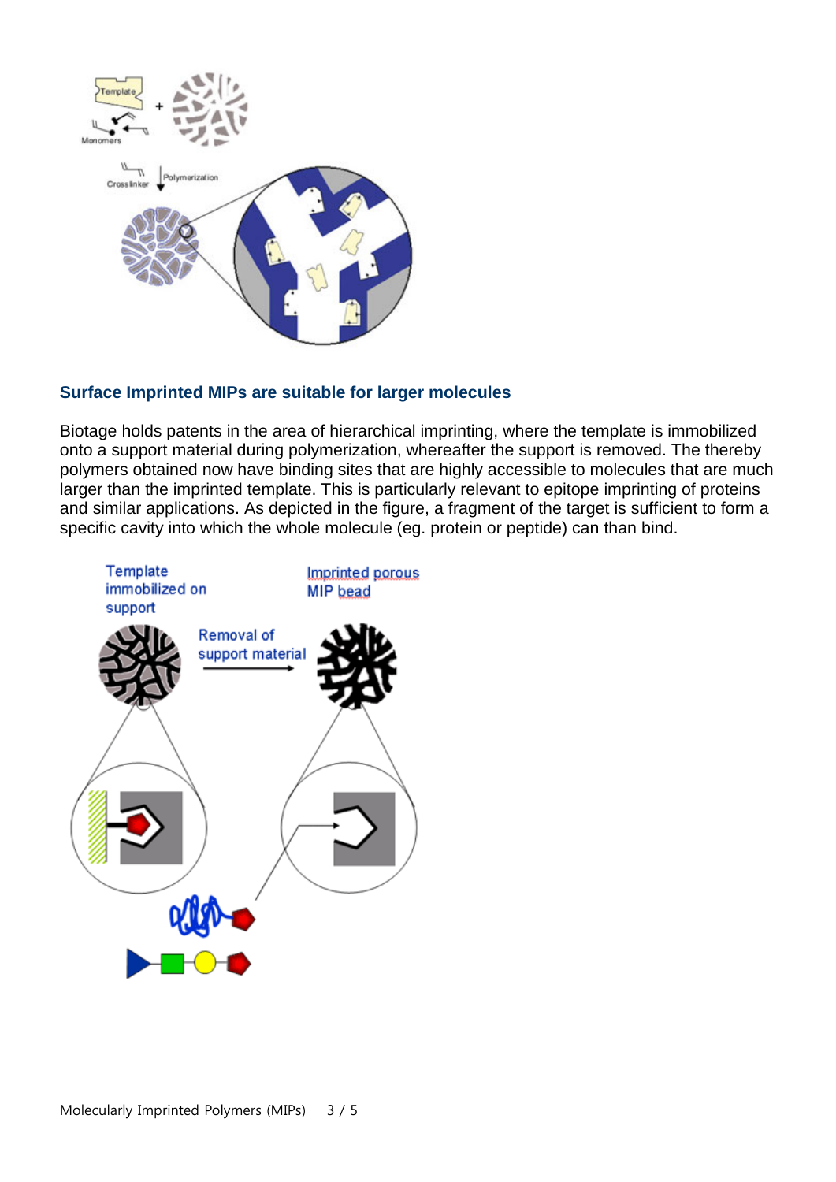### Surface Imprinted MIPs are suitable for larger molecules

Biotage holds patents in the area of hierarchical imprinting, where the template is immobilized onto a support material during polymerization, whereafter the support is removed. The thereby polymers obtained now have binding sites that are highly accessible to molecules that are much larger than the imprinted template. This is particularly relevant to epitope imprinting of proteins and similar applications. As depicted in the figure, a fragment of the target is sufficient to form a specific cavity into which the whole molecule (eg. protein or peptide) can than bind.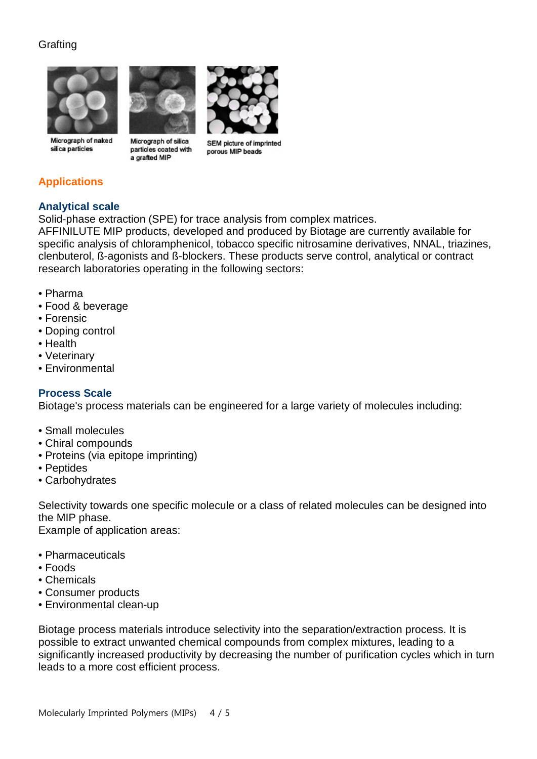Grafting

Micrograph of naked silica particles

Micrograph of silica particles coated with a grafted MIP

SEM picture of imprinted porous MIP beads

## Applications

### Analytical scale

Solid-phase extraction (SPE) for trace analysis from complex matrices.
AFFINILUTE MIP products, developed and produced by Biotage are currently available for specific analysis of chloramphenicol, tobacco specific nitrosamine derivatives, NNAL, triazines, clenbuterol, ß-agonists and ß-blockers. These products serve control, analytical or contract research laboratories operating in the following sectors:

- Pharma
- Food & beverage
- Forensic
- Doping control
- Health
- Veterinary
- Environmental

### Process Scale

Biotage's process materials can be engineered for a large variety of molecules including:

- Small molecules
- Chiral compounds
- Proteins (via epitope imprinting)
- Peptides
- Carbohydrates

Selectivity towards one specific molecule or a class of related molecules can be designed into the MIP phase.
Example of application areas:

- Pharmaceuticals
- Foods
- Chemicals
- Consumer products
- Environmental clean-up

Biotage process materials introduce selectivity into the separation/extraction process. It is possible to extract unwanted chemical compounds from complex mixtures, leading to a significantly increased productivity by decreasing the number of purification cycles which in turn leads to a more cost efficient process.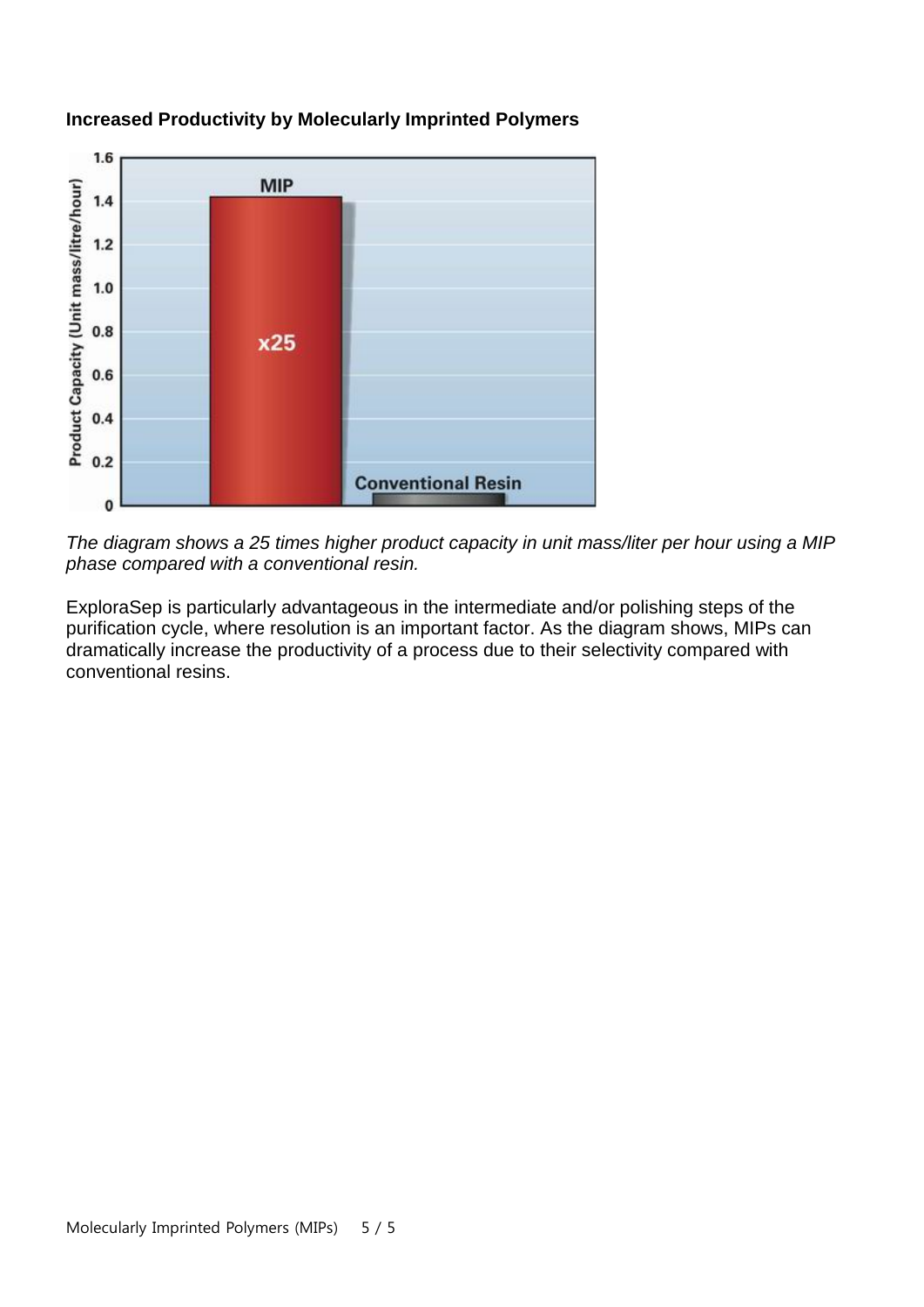**Increased Productivity by Molecularly Imprinted Polymers**

Product Capacity (Unit mass/litre/hour)

1.6
1.4
1.2
1.0
0.8
0.6
0.4
0.2
0

MIP

x25

Conventional Resin

*The diagram shows a 25 times higher product capacity in unit mass/liter per hour using a MIP phase compared with a conventional resin.*

ExploraSep is particularly advantageous in the intermediate and/or polishing steps of the purification cycle, where resolution is an important factor. As the diagram shows, MIPs can dramatically increase the productivity of a process due to their selectivity compared with conventional resins.